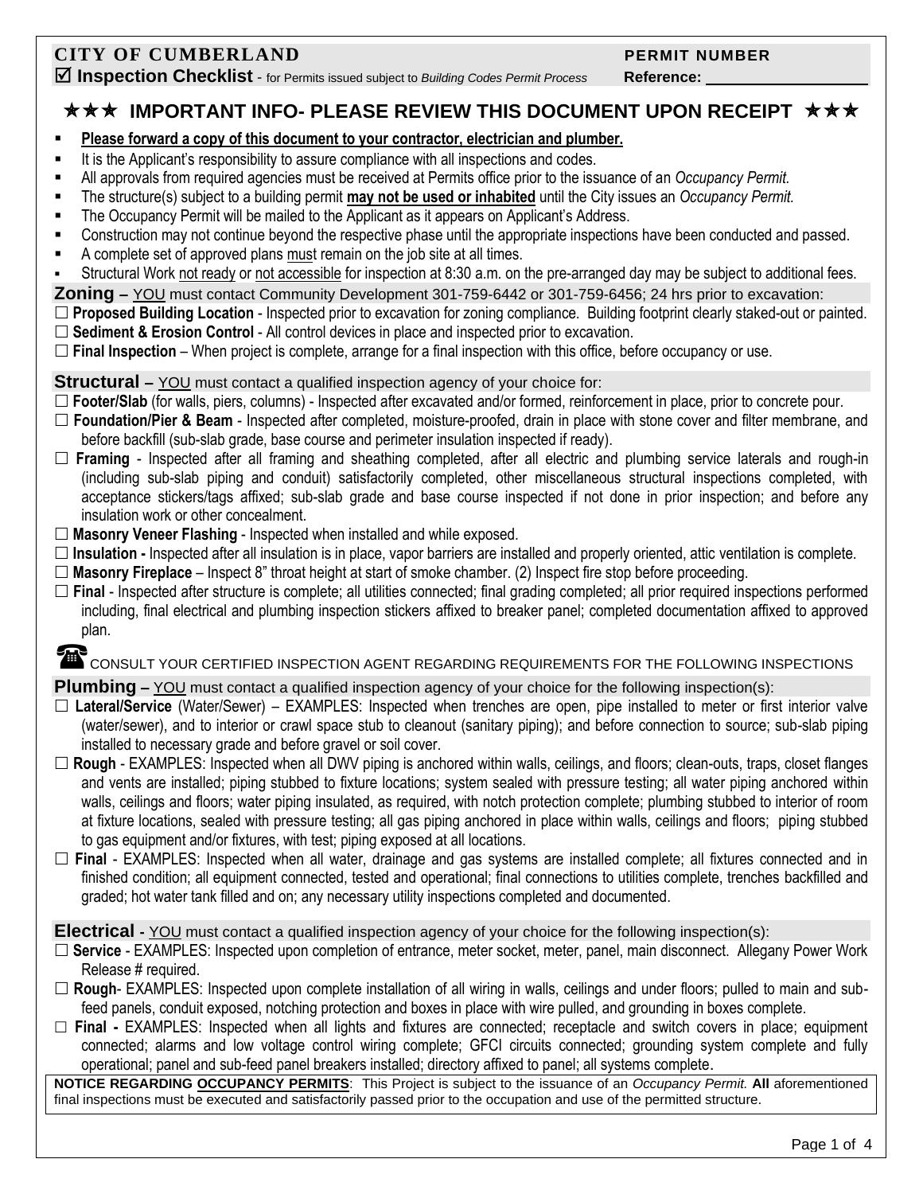**CITY OF CUMBERLAND** **PERMIT NUMBER**

☑ **Inspection Checklist** - for Permits issued subject to *Building Codes Permit Process* **Reference:** ____________

## ★★★ IMPORTANT INFO- PLEASE REVIEW THIS DOCUMENT UPON RECEIPT ★★★

- **Please forward a copy of this document to your contractor, electrician and plumber.**
- It is the Applicant's responsibility to assure compliance with all inspections and codes.
- All approvals from required agencies must be received at Permits office prior to the issuance of an *Occupancy Permit.*
- The structure(s) subject to a building permit **may not be used or inhabited** until the City issues an *Occupancy Permit.*
- The Occupancy Permit will be mailed to the Applicant as it appears on Applicant's Address.
- Construction may not continue beyond the respective phase until the appropriate inspections have been conducted and passed.
- A complete set of approved plans must remain on the job site at all times.
- Structural Work not ready or not accessible for inspection at 8:30 a.m. on the pre-arranged day may be subject to additional fees.

### Zoning – YOU must contact Community Development 301-759-6442 or 301-759-6456; 24 hrs prior to excavation:

☐ **Proposed Building Location** - Inspected prior to excavation for zoning compliance. Building footprint clearly staked-out or painted.

☐ **Sediment & Erosion Control** - All control devices in place and inspected prior to excavation.

☐ **Final Inspection** – When project is complete, arrange for a final inspection with this office, before occupancy or use.

### Structural – YOU must contact a qualified inspection agency of your choice for:

☐ **Footer/Slab** (for walls, piers, columns) - Inspected after excavated and/or formed, reinforcement in place, prior to concrete pour.

☐ **Foundation/Pier & Beam** - Inspected after completed, moisture-proofed, drain in place with stone cover and filter membrane, and before backfill (sub-slab grade, base course and perimeter insulation inspected if ready).

☐ **Framing** - Inspected after all framing and sheathing completed, after all electric and plumbing service laterals and rough-in (including sub-slab piping and conduit) satisfactorily completed, other miscellaneous structural inspections completed, with acceptance stickers/tags affixed; sub-slab grade and base course inspected if not done in prior inspection; and before any insulation work or other concealment.

☐ **Masonry Veneer Flashing** - Inspected when installed and while exposed.

☐ **Insulation -** Inspected after all insulation is in place, vapor barriers are installed and properly oriented, attic ventilation is complete.

☐ **Masonry Fireplace** – Inspect 8" throat height at start of smoke chamber. (2) Inspect fire stop before proceeding.

☐ **Final** - Inspected after structure is complete; all utilities connected; final grading completed; all prior required inspections performed including, final electrical and plumbing inspection stickers affixed to breaker panel; completed documentation affixed to approved plan.

☎ CONSULT YOUR CERTIFIED INSPECTION AGENT REGARDING REQUIREMENTS FOR THE FOLLOWING INSPECTIONS

### Plumbing – YOU must contact a qualified inspection agency of your choice for the following inspection(s):

☐ **Lateral/Service** (Water/Sewer) – EXAMPLES: Inspected when trenches are open, pipe installed to meter or first interior valve (water/sewer), and to interior or crawl space stub to cleanout (sanitary piping); and before connection to source; sub-slab piping installed to necessary grade and before gravel or soil cover.

☐ **Rough** - EXAMPLES: Inspected when all DWV piping is anchored within walls, ceilings, and floors; clean-outs, traps, closet flanges and vents are installed; piping stubbed to fixture locations; system sealed with pressure testing; all water piping anchored within walls, ceilings and floors; water piping insulated, as required, with notch protection complete; plumbing stubbed to interior of room at fixture locations, sealed with pressure testing; all gas piping anchored in place within walls, ceilings and floors; piping stubbed to gas equipment and/or fixtures, with test; piping exposed at all locations.

☐ **Final** - EXAMPLES: Inspected when all water, drainage and gas systems are installed complete; all fixtures connected and in finished condition; all equipment connected, tested and operational; final connections to utilities complete, trenches backfilled and graded; hot water tank filled and on; any necessary utility inspections completed and documented.

### Electrical - YOU must contact a qualified inspection agency of your choice for the following inspection(s):

☐ **Service** - EXAMPLES: Inspected upon completion of entrance, meter socket, meter, panel, main disconnect. Allegany Power Work Release # required.

☐ **Rough**- EXAMPLES: Inspected upon complete installation of all wiring in walls, ceilings and under floors; pulled to main and sub-feed panels, conduit exposed, notching protection and boxes in place with wire pulled, and grounding in boxes complete.

☐ **Final -** EXAMPLES: Inspected when all lights and fixtures are connected; receptacle and switch covers in place; equipment connected; alarms and low voltage control wiring complete; GFCI circuits connected; grounding system complete and fully operational; panel and sub-feed panel breakers installed; directory affixed to panel; all systems complete.

**NOTICE REGARDING OCCUPANCY PERMITS**: This Project is subject to the issuance of an *Occupancy Permit.* **All** aforementioned final inspections must be executed and satisfactorily passed prior to the occupation and use of the permitted structure.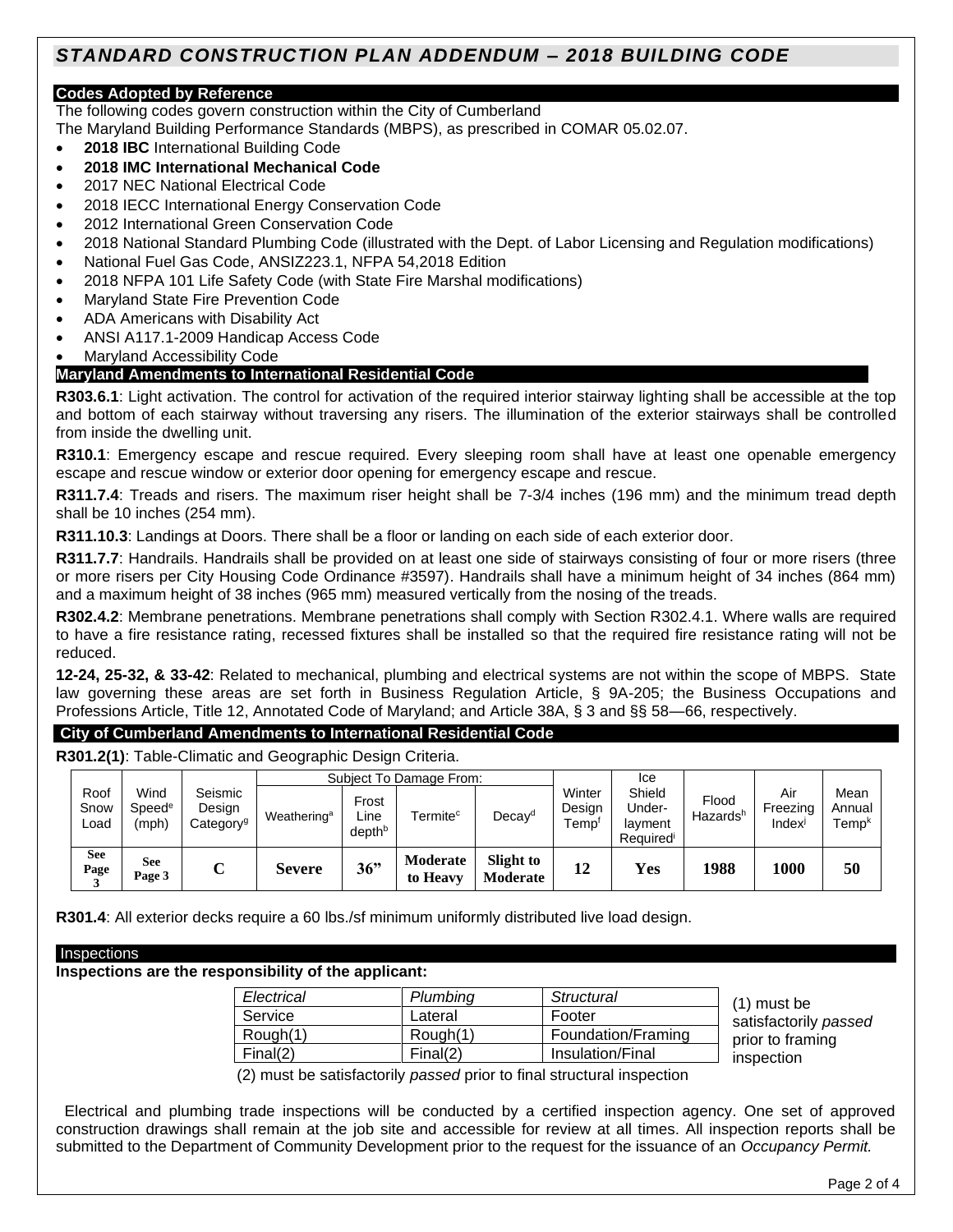# *STANDARD CONSTRUCTION PLAN ADDENDUM – 2018 BUILDING CODE*

## Codes Adopted by Reference

The following codes govern construction within the City of Cumberland
The Maryland Building Performance Standards (MBPS), as prescribed in COMAR 05.02.07.

- **2018 IBC** International Building Code
- **2018 IMC International Mechanical Code**
- 2017 NEC National Electrical Code
- 2018 IECC International Energy Conservation Code
- 2012 International Green Conservation Code
- 2018 National Standard Plumbing Code (illustrated with the Dept. of Labor Licensing and Regulation modifications)
- National Fuel Gas Code, ANSIZ223.1, NFPA 54,2018 Edition
- 2018 NFPA 101 Life Safety Code (with State Fire Marshal modifications)
- Maryland State Fire Prevention Code
- ADA Americans with Disability Act
- ANSI A117.1-2009 Handicap Access Code
- Maryland Accessibility Code

## Maryland Amendments to International Residential Code

**R303.6.1**: Light activation. The control for activation of the required interior stairway lighting shall be accessible at the top and bottom of each stairway without traversing any risers. The illumination of the exterior stairways shall be controlled from inside the dwelling unit.

**R310.1**: Emergency escape and rescue required. Every sleeping room shall have at least one openable emergency escape and rescue window or exterior door opening for emergency escape and rescue.

**R311.7.4**: Treads and risers. The maximum riser height shall be 7-3/4 inches (196 mm) and the minimum tread depth shall be 10 inches (254 mm).

**R311.10.3**: Landings at Doors. There shall be a floor or landing on each side of each exterior door.

**R311.7.7**: Handrails. Handrails shall be provided on at least one side of stairways consisting of four or more risers (three or more risers per City Housing Code Ordinance #3597). Handrails shall have a minimum height of 34 inches (864 mm) and a maximum height of 38 inches (965 mm) measured vertically from the nosing of the treads.

**R302.4.2**: Membrane penetrations. Membrane penetrations shall comply with Section R302.4.1. Where walls are required to have a fire resistance rating, recessed fixtures shall be installed so that the required fire resistance rating will not be reduced.

**12-24, 25-32, & 33-42**: Related to mechanical, plumbing and electrical systems are not within the scope of MBPS. State law governing these areas are set forth in Business Regulation Article, § 9A-205; the Business Occupations and Professions Article, Title 12, Annotated Code of Maryland; and Article 38A, § 3 and §§ 58—66, respectively.

## City of Cumberland Amendments to International Residential Code

**R301.2(1)**: Table-Climatic and Geographic Design Criteria.

| Roof Snow Load | Wind Speed[e] (mph) | Seismic Design Category[g] | Subject To Damage From: | | | | Winter Design Temp[f] | Ice Shield Under-layment Required[i] | Flood Hazards[h] | Air Freezing Index[j] | Mean Annual Temp[k] |
|---|---|---|---|---|---|---|---|---|---|---|---|
| | | | Weathering[a] | Frost Line depth[b] | Termite[c] | Decay[d] | | | | | |
| **See Page 3** | **See Page 3** | **C** | **Severe** | **36"** | **Moderate to Heavy** | **Slight to Moderate** | **12** | **Yes** | **1988** | **1000** | **50** |

**R301.4**: All exterior decks require a 60 lbs./sf minimum uniformly distributed live load design.

## Inspections

**Inspections are the responsibility of the applicant:**

| *Electrical* | *Plumbing* | *Structural* |
|---|---|---|
| Service | Lateral | Footer |
| Rough(1) | Rough(1) | Foundation/Framing |
| Final(2) | Final(2) | Insulation/Final |

(1) must be satisfactorily *passed* prior to framing inspection

(2) must be satisfactorily *passed* prior to final structural inspection

Electrical and plumbing trade inspections will be conducted by a certified inspection agency. One set of approved construction drawings shall remain at the job site and accessible for review at all times. All inspection reports shall be submitted to the Department of Community Development prior to the request for the issuance of an *Occupancy Permit.*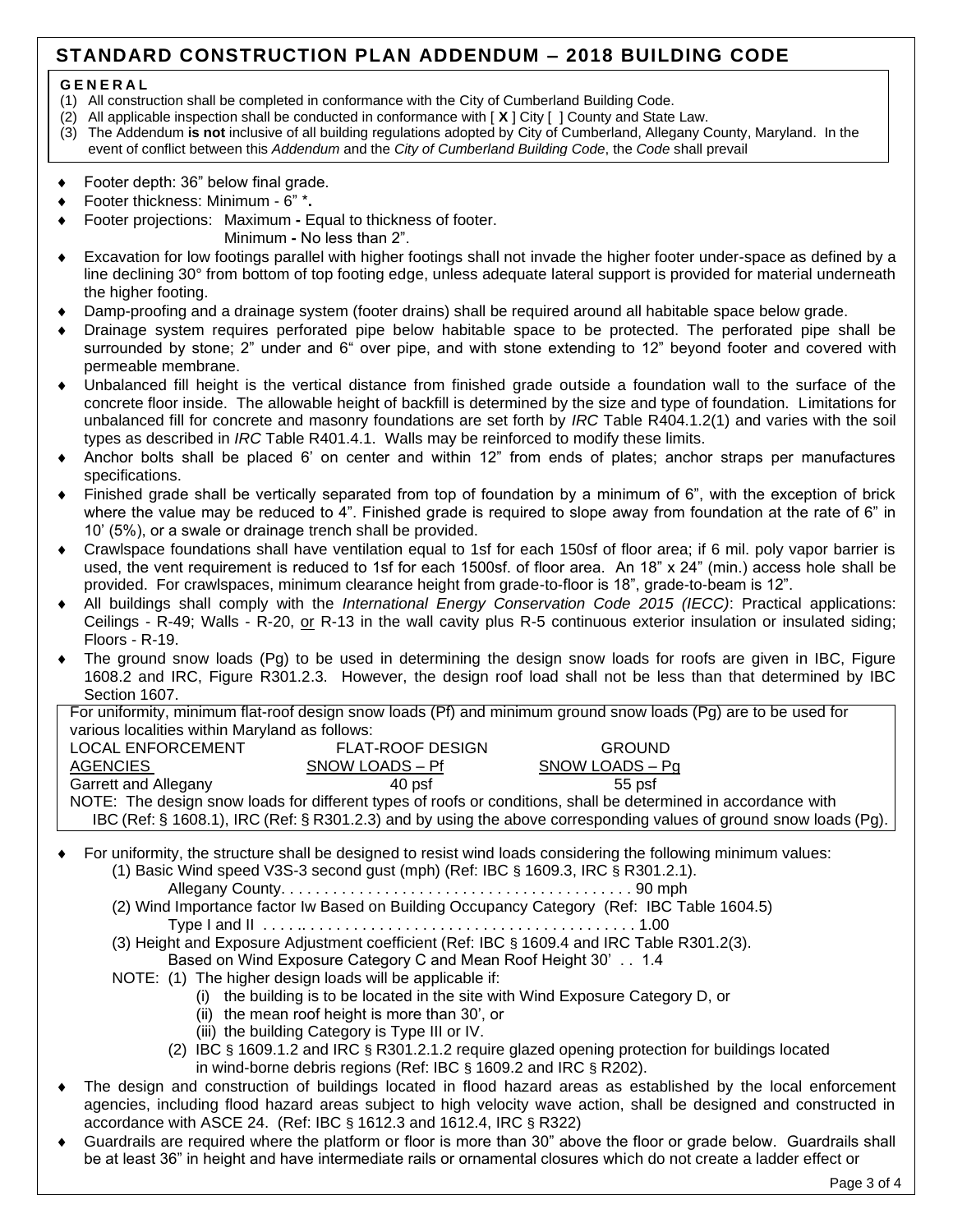# STANDARD CONSTRUCTION PLAN ADDENDUM – 2018 BUILDING CODE

**GENERAL**

(1) All construction shall be completed in conformance with the City of Cumberland Building Code.
(2) All applicable inspection shall be conducted in conformance with [ **X** ] City [ ] County and State Law.
(3) The Addendum **is not** inclusive of all building regulations adopted by City of Cumberland, Allegany County, Maryland. In the event of conflict between this *Addendum* and the *City of Cumberland Building Code*, the *Code* shall prevail

- Footer depth: 36" below final grade.
- Footer thickness: Minimum - 6" **\*.**
- Footer projections: Maximum **-** Equal to thickness of footer.
  Minimum **-** No less than 2".
- Excavation for low footings parallel with higher footings shall not invade the higher footer under-space as defined by a line declining 30° from bottom of top footing edge, unless adequate lateral support is provided for material underneath the higher footing.
- Damp-proofing and a drainage system (footer drains) shall be required around all habitable space below grade.
- Drainage system requires perforated pipe below habitable space to be protected. The perforated pipe shall be surrounded by stone; 2" under and 6" over pipe, and with stone extending to 12" beyond footer and covered with permeable membrane.
- Unbalanced fill height is the vertical distance from finished grade outside a foundation wall to the surface of the concrete floor inside. The allowable height of backfill is determined by the size and type of foundation. Limitations for unbalanced fill for concrete and masonry foundations are set forth by *IRC* Table R404.1.2(1) and varies with the soil types as described in *IRC* Table R401.4.1. Walls may be reinforced to modify these limits.
- Anchor bolts shall be placed 6' on center and within 12" from ends of plates; anchor straps per manufactures specifications.
- Finished grade shall be vertically separated from top of foundation by a minimum of 6", with the exception of brick where the value may be reduced to 4". Finished grade is required to slope away from foundation at the rate of 6" in 10' (5%), or a swale or drainage trench shall be provided.
- Crawlspace foundations shall have ventilation equal to 1sf for each 150sf of floor area; if 6 mil. poly vapor barrier is used, the vent requirement is reduced to 1sf for each 1500sf. of floor area. An 18" x 24" (min.) access hole shall be provided. For crawlspaces, minimum clearance height from grade-to-floor is 18", grade-to-beam is 12".
- All buildings shall comply with the *International Energy Conservation Code 2015 (IECC)*: Practical applications: Ceilings - R-49; Walls - R-20, <u>or</u> R-13 in the wall cavity plus R-5 continuous exterior insulation or insulated siding; Floors - R-19.
- The ground snow loads (Pg) to be used in determining the design snow loads for roofs are given in IBC, Figure 1608.2 and IRC, Figure R301.2.3. However, the design roof load shall not be less than that determined by IBC Section 1607.

For uniformity, minimum flat-roof design snow loads (Pf) and minimum ground snow loads (Pg) are to be used for various localities within Maryland as follows:

| LOCAL ENFORCEMENT AGENCIES | FLAT-ROOF DESIGN SNOW LOADS – Pf | GROUND SNOW LOADS – Pg |
|---|---|---|
| Garrett and Allegany | 40 psf | 55 psf |

NOTE: The design snow loads for different types of roofs or conditions, shall be determined in accordance with IBC (Ref: § 1608.1), IRC (Ref: § R301.2.3) and by using the above corresponding values of ground snow loads (Pg).

- For uniformity, the structure shall be designed to resist wind loads considering the following minimum values:
  (1) Basic Wind speed V3S-3 second gust (mph) (Ref: IBC § 1609.3, IRC § R301.2.1).
  Allegany County. . . . . . . . . . . . . . . . . . . . . . . . . . . . . . . . . . . . . . . . 90 mph
  (2) Wind Importance factor Iw Based on Building Occupancy Category (Ref: IBC Table 1604.5)
  Type I and II . . . . . . . . . . . . . . . . . . . . . . . . . . . . . . . . . . . . . . . . 1.00
  (3) Height and Exposure Adjustment coefficient (Ref: IBC § 1609.4 and IRC Table R301.2(3).
  Based on Wind Exposure Category C and Mean Roof Height 30' . . 1.4
  NOTE: (1) The higher design loads will be applicable if:
  (i) the building is to be located in the site with Wind Exposure Category D, or
  (ii) the mean roof height is more than 30', or
  (iii) the building Category is Type III or IV.
  (2) IBC § 1609.1.2 and IRC § R301.2.1.2 require glazed opening protection for buildings located in wind-borne debris regions (Ref: IBC § 1609.2 and IRC § R202).
- The design and construction of buildings located in flood hazard areas as established by the local enforcement agencies, including flood hazard areas subject to high velocity wave action, shall be designed and constructed in accordance with ASCE 24. (Ref: IBC § 1612.3 and 1612.4, IRC § R322)
- Guardrails are required where the platform or floor is more than 30" above the floor or grade below. Guardrails shall be at least 36" in height and have intermediate rails or ornamental closures which do not create a ladder effect or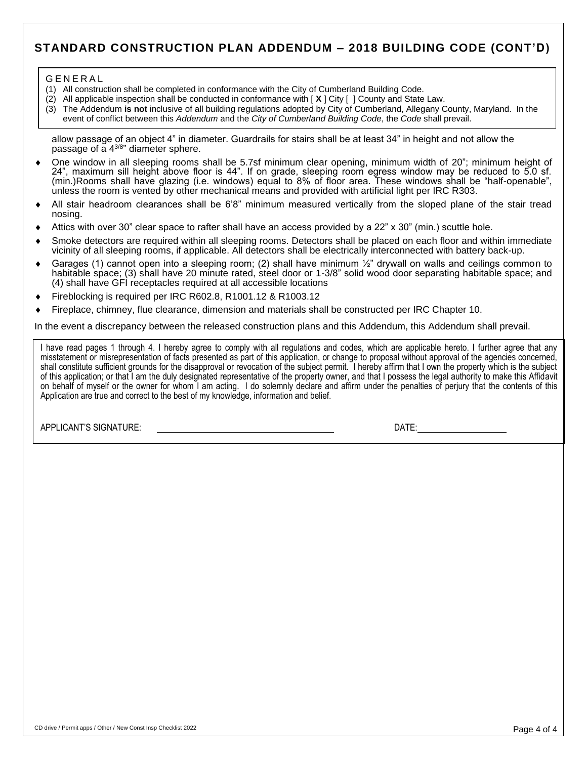## STANDARD CONSTRUCTION PLAN ADDENDUM – 2018 BUILDING CODE (CONT'D)

GENERAL

(1) All construction shall be completed in conformance with the City of Cumberland Building Code.
(2) All applicable inspection shall be conducted in conformance with [ **X** ] City [ ] County and State Law.
(3) The Addendum **is not** inclusive of all building regulations adopted by City of Cumberland, Allegany County, Maryland. In the event of conflict between this *Addendum* and the *City of Cumberland Building Code*, the *Code* shall prevail.

allow passage of an object 4" in diameter. Guardrails for stairs shall be at least 34" in height and not allow the passage of a 4$^{3/8}$" diameter sphere.

- One window in all sleeping rooms shall be 5.7sf minimum clear opening, minimum width of 20"; minimum height of 24", maximum sill height above floor is 44". If on grade, sleeping room egress window may be reduced to 5.0 sf. (min.)Rooms shall have glazing (i.e. windows) equal to 8% of floor area. These windows shall be "half-openable", unless the room is vented by other mechanical means and provided with artificial light per IRC R303.
- All stair headroom clearances shall be 6'8" minimum measured vertically from the sloped plane of the stair tread nosing.
- Attics with over 30" clear space to rafter shall have an access provided by a 22" x 30" (min.) scuttle hole.
- Smoke detectors are required within all sleeping rooms. Detectors shall be placed on each floor and within immediate vicinity of all sleeping rooms, if applicable. All detectors shall be electrically interconnected with battery back-up.
- Garages (1) cannot open into a sleeping room; (2) shall have minimum ½" drywall on walls and ceilings common to habitable space; (3) shall have 20 minute rated, steel door or 1-3/8" solid wood door separating habitable space; and (4) shall have GFI receptacles required at all accessible locations
- Fireblocking is required per IRC R602.8, R1001.12 & R1003.12
- Fireplace, chimney, flue clearance, dimension and materials shall be constructed per IRC Chapter 10.

In the event a discrepancy between the released construction plans and this Addendum, this Addendum shall prevail.

I have read pages 1 through 4. I hereby agree to comply with all regulations and codes, which are applicable hereto. I further agree that any misstatement or misrepresentation of facts presented as part of this application, or change to proposal without approval of the agencies concerned, shall constitute sufficient grounds for the disapproval or revocation of the subject permit. I hereby affirm that I own the property which is the subject of this application; or that I am the duly designated representative of the property owner, and that I possess the legal authority to make this Affidavit on behalf of myself or the owner for whom I am acting. I do solemnly declare and affirm under the penalties of perjury that the contents of this Application are true and correct to the best of my knowledge, information and belief.

APPLICANT'S SIGNATURE: ______________________________ DATE: ________________

CD drive / Permit apps / Other / New Const Insp Checklist 2022